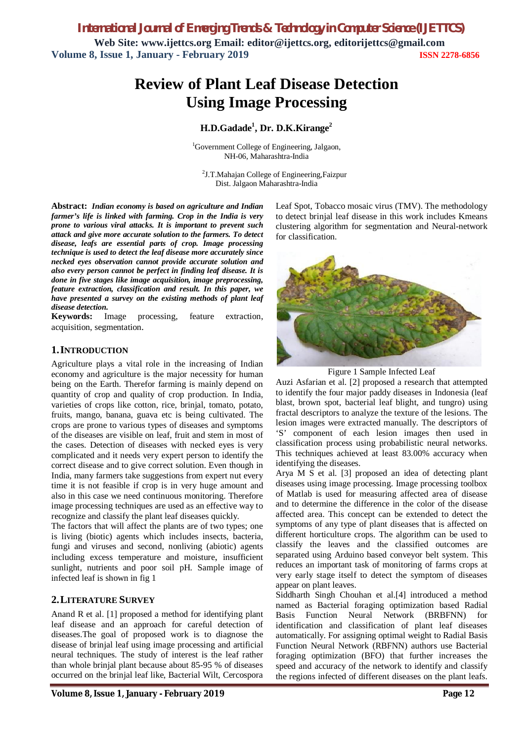# Review of Plant Leaf Disease Detection Using Image Processing

**H.D.Gadade[1], Dr. D.K.Kirange[2]**

[1]Government College of Engineering, Jalgaon, NH-06, Maharashtra-India

[2]J.T.Mahajan College of Engineering,Faizpur Dist. Jalgaon Maharashtra-India

**Abstract:** ***Indian economy is based on agriculture and Indian farmer's life is linked with farming. Crop in the India is very prone to various viral attacks. It is important to prevent such attack and give more accurate solution to the farmers. To detect disease, leafs are essential parts of crop. Image processing technique is used to detect the leaf disease more accurately since necked eyes observation cannot provide accurate solution and also every person cannot be perfect in finding leaf disease. It is done in five stages like image acquisition, image preprocessing, feature extraction, classification and result. In this paper, we have presented a survey on the existing methods of plant leaf disease detection.***

**Keywords:** Image processing, feature extraction, acquisition, segmentation.

## 1. INTRODUCTION

Agriculture plays a vital role in the increasing of Indian economy and agriculture is the major necessity for human being on the Earth. Therefor farming is mainly depend on quantity of crop and quality of crop production. In India, varieties of crops like cotton, rice, brinjal, tomato, potato, fruits, mango, banana, guava etc is being cultivated. The crops are prone to various types of diseases and symptoms of the diseases are visible on leaf, fruit and stem in most of the cases. Detection of diseases with necked eyes is very complicated and it needs very expert person to identify the correct disease and to give correct solution. Even though in India, many farmers take suggestions from expert nut every time it is not feasible if crop is in very huge amount and also in this case we need continuous monitoring. Therefore image processing techniques are used as an effective way to recognize and classify the plant leaf diseases quickly.

The factors that will affect the plants are of two types; one is living (biotic) agents which includes insects, bacteria, fungi and viruses and second, nonliving (abiotic) agents including excess temperature and moisture, insufficient sunlight, nutrients and poor soil pH. Sample image of infected leaf is shown in fig 1

## 2. LITERATURE SURVEY

Anand R et al. [1] proposed a method for identifying plant leaf disease and an approach for careful detection of diseases.The goal of proposed work is to diagnose the disease of brinjal leaf using image processing and artificial neural techniques. The study of interest is the leaf rather than whole brinjal plant because about 85-95 % of diseases occurred on the brinjal leaf like, Bacterial Wilt, Cercospora Leaf Spot, Tobacco mosaic virus (TMV). The methodology to detect brinjal leaf disease in this work includes Kmeans clustering algorithm for segmentation and Neural-network for classification.

Figure 1 Sample Infected Leaf

Auzi Asfarian et al. [2] proposed a research that attempted to identify the four major paddy diseases in Indonesia (leaf blast, brown spot, bacterial leaf blight, and tungro) using fractal descriptors to analyze the texture of the lesions. The lesion images were extracted manually. The descriptors of 'S' component of each lesion images then used in classification process using probabilistic neural networks. This techniques achieved at least 83.00% accuracy when identifying the diseases.

Arya M S et al. [3] proposed an idea of detecting plant diseases using image processing. Image processing toolbox of Matlab is used for measuring affected area of disease and to determine the difference in the color of the disease affected area. This concept can be extended to detect the symptoms of any type of plant diseases that is affected on different horticulture crops. The algorithm can be used to classify the leaves and the classified outcomes are separated using Arduino based conveyor belt system. This reduces an important task of monitoring of farms crops at very early stage itself to detect the symptom of diseases appear on plant leaves.

Siddharth Singh Chouhan et al.[4] introduced a method named as Bacterial foraging optimization based Radial Basis Function Neural Network (BRBFNN) for identification and classification of plant leaf diseases automatically. For assigning optimal weight to Radial Basis Function Neural Network (RBFNN) authors use Bacterial foraging optimization (BFO) that further increases the speed and accuracy of the network to identify and classify the regions infected of different diseases on the plant leafs.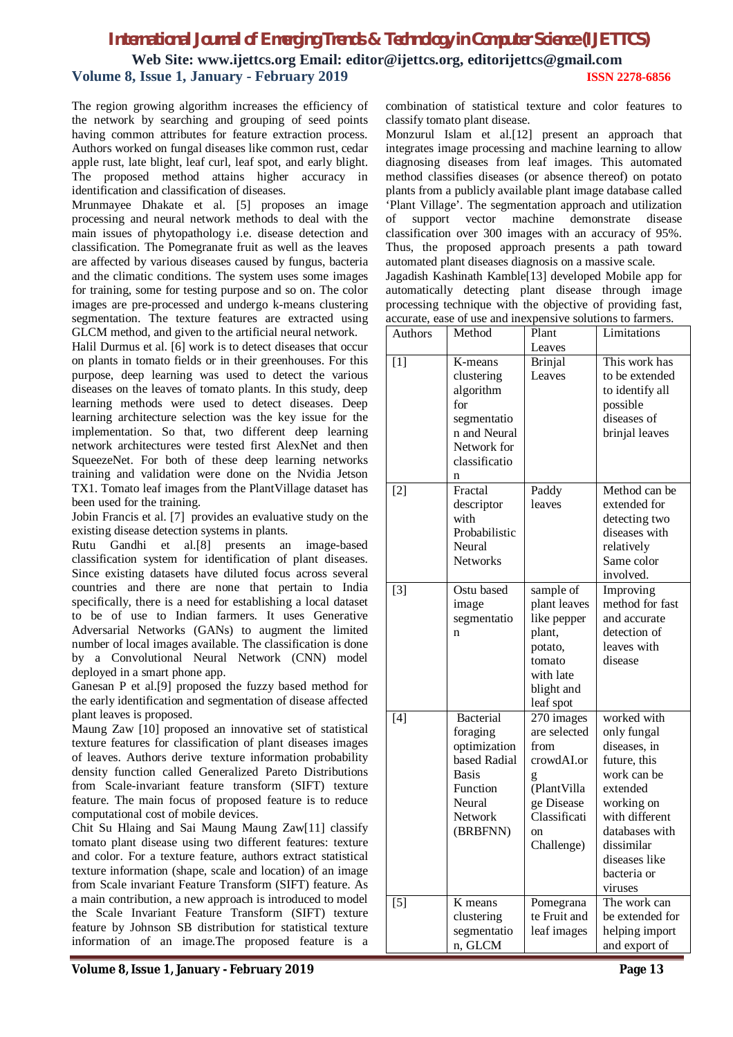The region growing algorithm increases the efficiency of the network by searching and grouping of seed points having common attributes for feature extraction process. Authors worked on fungal diseases like common rust, cedar apple rust, late blight, leaf curl, leaf spot, and early blight. The proposed method attains higher accuracy in identification and classification of diseases.

Mrunmayee Dhakate et al. [5] proposes an image processing and neural network methods to deal with the main issues of phytopathology i.e. disease detection and classification. The Pomegranate fruit as well as the leaves are affected by various diseases caused by fungus, bacteria and the climatic conditions. The system uses some images for training, some for testing purpose and so on. The color images are pre-processed and undergo k-means clustering segmentation. The texture features are extracted using GLCM method, and given to the artificial neural network.

Halil Durmus et al. [6] work is to detect diseases that occur on plants in tomato fields or in their greenhouses. For this purpose, deep learning was used to detect the various diseases on the leaves of tomato plants. In this study, deep learning methods were used to detect diseases. Deep learning architecture selection was the key issue for the implementation. So that, two different deep learning network architectures were tested first AlexNet and then SqueezeNet. For both of these deep learning networks training and validation were done on the Nvidia Jetson TX1. Tomato leaf images from the PlantVillage dataset has been used for the training.

Jobin Francis et al. [7] provides an evaluative study on the existing disease detection systems in plants.

Rutu Gandhi et al.[8] presents an image-based classification system for identification of plant diseases. Since existing datasets have diluted focus across several countries and there are none that pertain to India specifically, there is a need for establishing a local dataset to be of use to Indian farmers. It uses Generative Adversarial Networks (GANs) to augment the limited number of local images available. The classification is done by a Convolutional Neural Network (CNN) model deployed in a smart phone app.

Ganesan P et al.[9] proposed the fuzzy based method for the early identification and segmentation of disease affected plant leaves is proposed.

Maung Zaw [10] proposed an innovative set of statistical texture features for classification of plant diseases images of leaves. Authors derive texture information probability density function called Generalized Pareto Distributions from Scale-invariant feature transform (SIFT) texture feature. The main focus of proposed feature is to reduce computational cost of mobile devices.

Chit Su Hlaing and Sai Maung Maung Zaw[11] classify tomato plant disease using two different features: texture and color. For a texture feature, authors extract statistical texture information (shape, scale and location) of an image from Scale invariant Feature Transform (SIFT) feature. As a main contribution, a new approach is introduced to model the Scale Invariant Feature Transform (SIFT) texture feature by Johnson SB distribution for statistical texture information of an image.The proposed feature is a combination of statistical texture and color features to classify tomato plant disease.

Monzurul Islam et al.[12] present an approach that integrates image processing and machine learning to allow diagnosing diseases from leaf images. This automated method classifies diseases (or absence thereof) on potato plants from a publicly available plant image database called 'Plant Village'. The segmentation approach and utilization of support vector machine demonstrate disease classification over 300 images with an accuracy of 95%. Thus, the proposed approach presents a path toward automated plant diseases diagnosis on a massive scale.

Jagadish Kashinath Kamble[13] developed Mobile app for automatically detecting plant disease through image processing technique with the objective of providing fast, accurate, ease of use and inexpensive solutions to farmers.

| Authors | Method | Plant Leaves | Limitations |
|---|---|---|---|
| [1] | K-means clustering algorithm for segmentation and Neural Network for classification | Brinjal Leaves | This work has to be extended to identify all possible diseases of brinjal leaves |
| [2] | Fractal descriptor with Probabilistic Neural Networks | Paddy leaves | Method can be extended for detecting two diseases with relatively Same color involved. |
| [3] | Ostu based image segmentation | sample of plant leaves like pepper plant, potato, tomato with late blight and leaf spot | Improving method for fast and accurate detection of leaves with disease |
| [4] | Bacterial foraging optimization based Radial Basis Function Neural Network (BRBFNN) | 270 images are selected from crowdAI.org (PlantVillage Disease Classification Challenge) | worked with only fungal diseases, in future, this work can be extended working on with different databases with dissimilar diseases like bacteria or viruses |
| [5] | K means clustering segmentation, GLCM | Pomegranate Fruit and leaf images | The work can be extended for helping import and export of |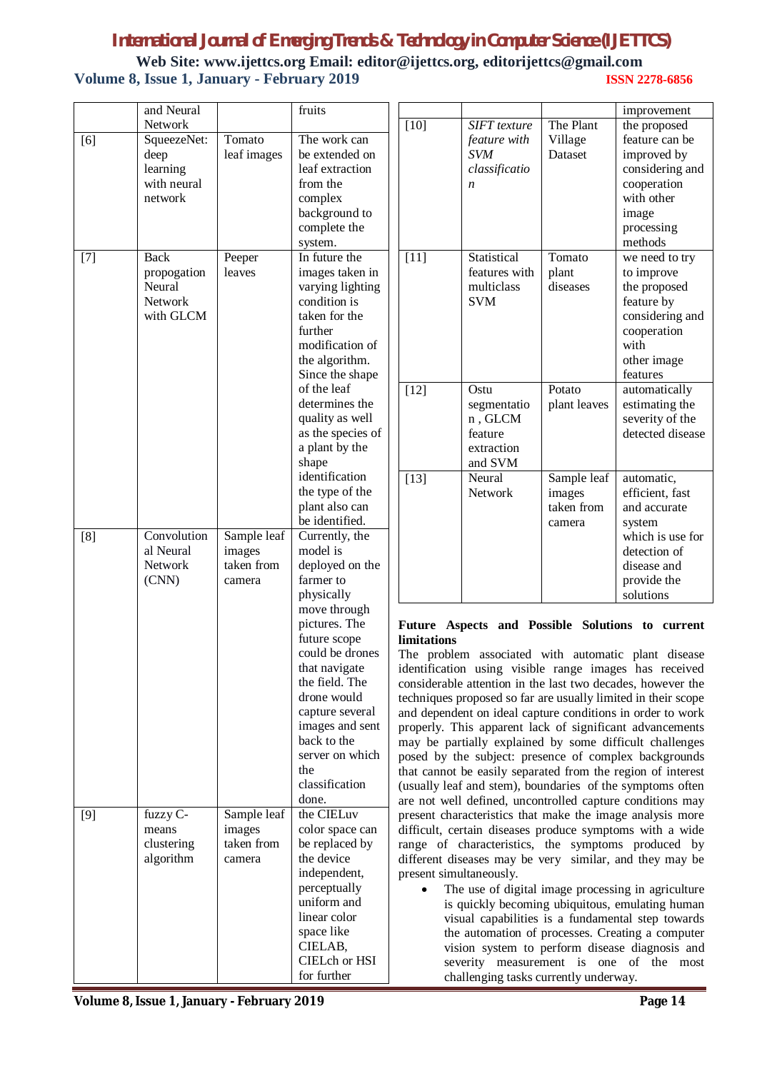|  | and Neural Network |  | fruits |
|---|---|---|---|
| [6] | SqueezeNet: deep learning with neural network | Tomato leaf images | The work can be extended on leaf extraction from the complex background to complete the system. |
| [7] | Back propogation Neural Network with GLCM | Peeper leaves | In future the images taken in varying lighting condition is taken for the further modification of the algorithm. Since the shape of the leaf determines the quality as well as the species of a plant by the shape identification the type of the plant also can be identified. |
| [8] | Convolution al Neural Network (CNN) | Sample leaf images taken from camera | Currently, the model is deployed on the farmer to physically move through pictures. The future scope could be drones that navigate the field. The drone would capture several images and sent back to the server on which the classification done. |
| [9] | fuzzy C-means clustering algorithm | Sample leaf images taken from camera | the CIELuv color space can be replaced by the device independent, perceptually uniform and linear color space like CIELAB, CIELch or HSI for further improvement |
| [10] | *SIFT texture feature with SVM classification* | The Plant Village Dataset | the proposed feature can be improved by considering and cooperation with other image processing methods |
| [11] | Statistical features with multiclass SVM | Tomato plant diseases | we need to try to improve the proposed feature by considering and cooperation with other image features |
| [12] | Ostu segmentation , GLCM feature extraction and SVM | Potato plant leaves | automatically estimating the severity of the detected disease |
| [13] | Neural Network | Sample leaf images taken from camera | automatic, efficient, fast and accurate system which is use for detection of disease and provide the solutions |

**Future Aspects and Possible Solutions to current limitations**

The problem associated with automatic plant disease identification using visible range images has received considerable attention in the last two decades, however the techniques proposed so far are usually limited in their scope and dependent on ideal capture conditions in order to work properly. This apparent lack of significant advancements may be partially explained by some difficult challenges posed by the subject: presence of complex backgrounds that cannot be easily separated from the region of interest (usually leaf and stem), boundaries of the symptoms often are not well defined, uncontrolled capture conditions may present characteristics that make the image analysis more difficult, certain diseases produce symptoms with a wide range of characteristics, the symptoms produced by different diseases may be very similar, and they may be present simultaneously.

- The use of digital image processing in agriculture is quickly becoming ubiquitous, emulating human visual capabilities is a fundamental step towards the automation of processes. Creating a computer vision system to perform disease diagnosis and severity measurement is one of the most challenging tasks currently underway.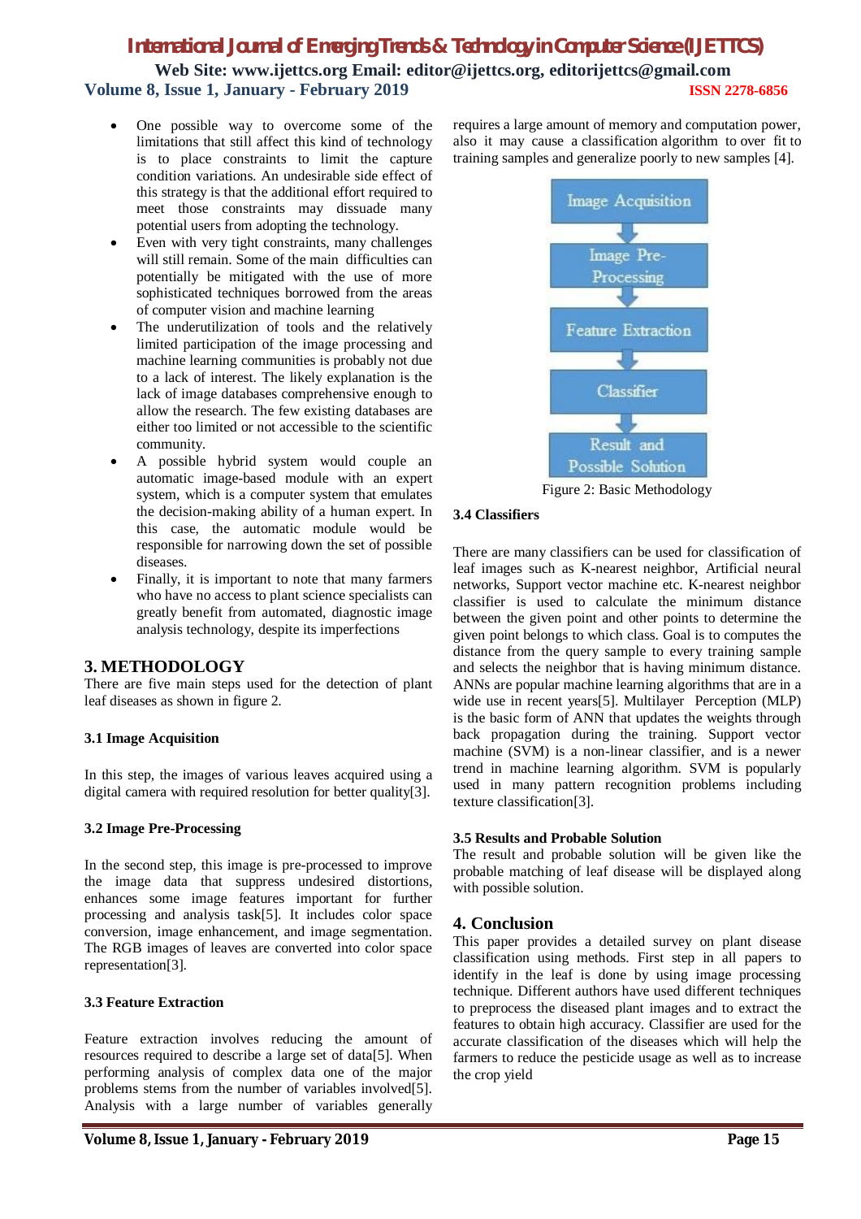- One possible way to overcome some of the limitations that still affect this kind of technology is to place constraints to limit the capture condition variations. An undesirable side effect of this strategy is that the additional effort required to meet those constraints may dissuade many potential users from adopting the technology.
- Even with very tight constraints, many challenges will still remain. Some of the main difficulties can potentially be mitigated with the use of more sophisticated techniques borrowed from the areas of computer vision and machine learning
- The underutilization of tools and the relatively limited participation of the image processing and machine learning communities is probably not due to a lack of interest. The likely explanation is the lack of image databases comprehensive enough to allow the research. The few existing databases are either too limited or not accessible to the scientific community.
- A possible hybrid system would couple an automatic image-based module with an expert system, which is a computer system that emulates the decision-making ability of a human expert. In this case, the automatic module would be responsible for narrowing down the set of possible diseases.
- Finally, it is important to note that many farmers who have no access to plant science specialists can greatly benefit from automated, diagnostic image analysis technology, despite its imperfections

## 3. METHODOLOGY

There are five main steps used for the detection of plant leaf diseases as shown in figure 2.

### 3.1 Image Acquisition

In this step, the images of various leaves acquired using a digital camera with required resolution for better quality[3].

### 3.2 Image Pre-Processing

In the second step, this image is pre-processed to improve the image data that suppress undesired distortions, enhances some image features important for further processing and analysis task[5]. It includes color space conversion, image enhancement, and image segmentation. The RGB images of leaves are converted into color space representation[3].

### 3.3 Feature Extraction

Feature extraction involves reducing the amount of resources required to describe a large set of data[5]. When performing analysis of complex data one of the major problems stems from the number of variables involved[5]. Analysis with a large number of variables generally requires a large amount of memory and computation power, also it may cause a classification algorithm to over fit to training samples and generalize poorly to new samples [4].

Image Acquisition → Image Pre-Processing → Feature Extraction → Classifier → Result and Possible Solution

Figure 2: Basic Methodology

### 3.4 Classifiers

There are many classifiers can be used for classification of leaf images such as K-nearest neighbor, Artificial neural networks, Support vector machine etc. K-nearest neighbor classifier is used to calculate the minimum distance between the given point and other points to determine the given point belongs to which class. Goal is to computes the distance from the query sample to every training sample and selects the neighbor that is having minimum distance. ANNs are popular machine learning algorithms that are in a wide use in recent years[5]. Multilayer Perception (MLP) is the basic form of ANN that updates the weights through back propagation during the training. Support vector machine (SVM) is a non-linear classifier, and is a newer trend in machine learning algorithm. SVM is popularly used in many pattern recognition problems including texture classification[3].

### 3.5 Results and Probable Solution

The result and probable solution will be given like the probable matching of leaf disease will be displayed along with possible solution.

## 4. Conclusion

This paper provides a detailed survey on plant disease classification using methods. First step in all papers to identify in the leaf is done by using image processing technique. Different authors have used different techniques to preprocess the diseased plant images and to extract the features to obtain high accuracy. Classifier are used for the accurate classification of the diseases which will help the farmers to reduce the pesticide usage as well as to increase the crop yield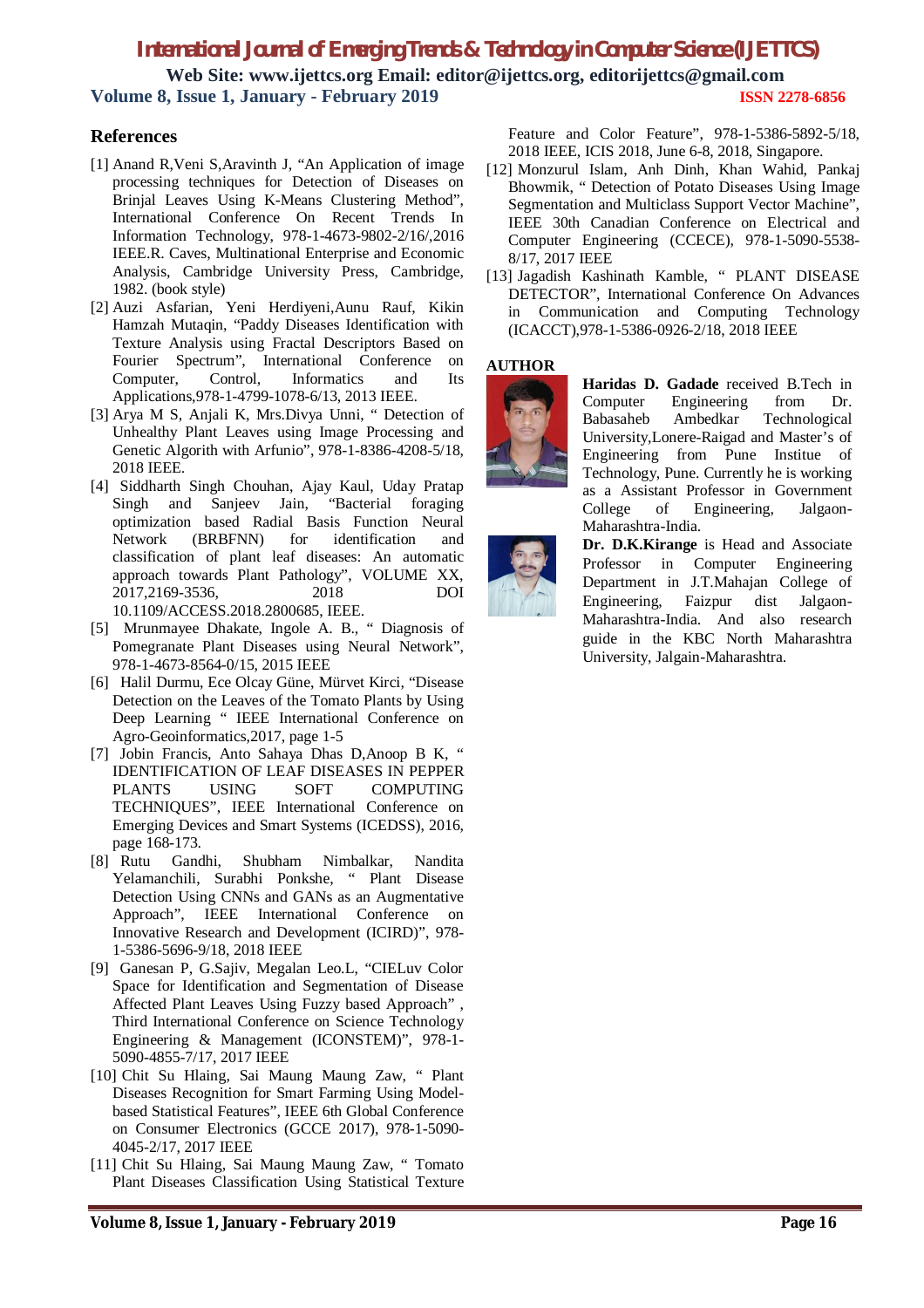## References

[1] Anand R,Veni S,Aravinth J, "An Application of image processing techniques for Detection of Diseases on Brinjal Leaves Using K-Means Clustering Method", International Conference On Recent Trends In Information Technology, 978-1-4673-9802-2/16/,2016 IEEE.R. Caves, Multinational Enterprise and Economic Analysis, Cambridge University Press, Cambridge, 1982. (book style)

[2] Auzi Asfarian, Yeni Herdiyeni,Aunu Rauf, Kikin Hamzah Mutaqin, "Paddy Diseases Identification with Texture Analysis using Fractal Descriptors Based on Fourier Spectrum", International Conference on Computer, Control, Informatics and Its Applications,978-1-4799-1078-6/13, 2013 IEEE.

[3] Arya M S, Anjali K, Mrs.Divya Unni, " Detection of Unhealthy Plant Leaves using Image Processing and Genetic Algorith with Arfunio", 978-1-8386-4208-5/18, 2018 IEEE.

[4] Siddharth Singh Chouhan, Ajay Kaul, Uday Pratap Singh and Sanjeev Jain, "Bacterial foraging optimization based Radial Basis Function Neural Network (BRBFNN) for identification and classification of plant leaf diseases: An automatic approach towards Plant Pathology", VOLUME XX, 2017,2169-3536, 2018 DOI 10.1109/ACCESS.2018.2800685, IEEE.

[5] Mrunmayee Dhakate, Ingole A. B., " Diagnosis of Pomegranate Plant Diseases using Neural Network", 978-1-4673-8564-0/15, 2015 IEEE

[6] Halil Durmu, Ece Olcay Güne, Mürvet Kirci, "Disease Detection on the Leaves of the Tomato Plants by Using Deep Learning " IEEE International Conference on Agro-Geoinformatics,2017, page 1-5

[7] Jobin Francis, Anto Sahaya Dhas D,Anoop B K, " IDENTIFICATION OF LEAF DISEASES IN PEPPER PLANTS USING SOFT COMPUTING TECHNIQUES", IEEE International Conference on Emerging Devices and Smart Systems (ICEDSS), 2016, page 168-173.

[8] Rutu Gandhi, Shubham Nimbalkar, Nandita Yelamanchili, Surabhi Ponkshe, " Plant Disease Detection Using CNNs and GANs as an Augmentative Approach", IEEE International Conference on Innovative Research and Development (ICIRD)", 978-1-5386-5696-9/18, 2018 IEEE

[9] Ganesan P, G.Sajiv, Megalan Leo.L, "CIELuv Color Space for Identification and Segmentation of Disease Affected Plant Leaves Using Fuzzy based Approach" , Third International Conference on Science Technology Engineering & Management (ICONSTEM)", 978-1-5090-4855-7/17, 2017 IEEE

[10] Chit Su Hlaing, Sai Maung Maung Zaw, " Plant Diseases Recognition for Smart Farming Using Model-based Statistical Features", IEEE 6th Global Conference on Consumer Electronics (GCCE 2017), 978-1-5090-4045-2/17, 2017 IEEE

[11] Chit Su Hlaing, Sai Maung Maung Zaw, " Tomato Plant Diseases Classification Using Statistical Texture Feature and Color Feature", 978-1-5386-5892-5/18, 2018 IEEE, ICIS 2018, June 6-8, 2018, Singapore.

[12] Monzurul Islam, Anh Dinh, Khan Wahid, Pankaj Bhowmik, " Detection of Potato Diseases Using Image Segmentation and Multiclass Support Vector Machine", IEEE 30th Canadian Conference on Electrical and Computer Engineering (CCECE), 978-1-5090-5538-8/17, 2017 IEEE

[13] Jagadish Kashinath Kamble, " PLANT DISEASE DETECTOR", International Conference On Advances in Communication and Computing Technology (ICACCT),978-1-5386-0926-2/18, 2018 IEEE

## AUTHOR

**Haridas D. Gadade** received B.Tech in Computer Engineering from Dr. Babasaheb Ambedkar Technological University,Lonere-Raigad and Master's of Engineering from Pune Institue of Technology, Pune. Currently he is working as a Assistant Professor in Government College of Engineering, Jalgaon-Maharashtra-India.

**Dr. D.K.Kirange** is Head and Associate Professor in Computer Engineering Department in J.T.Mahajan College of Engineering, Faizpur dist Jalgaon-Maharashtra-India. And also research guide in the KBC North Maharashtra University, Jalgain-Maharashtra.